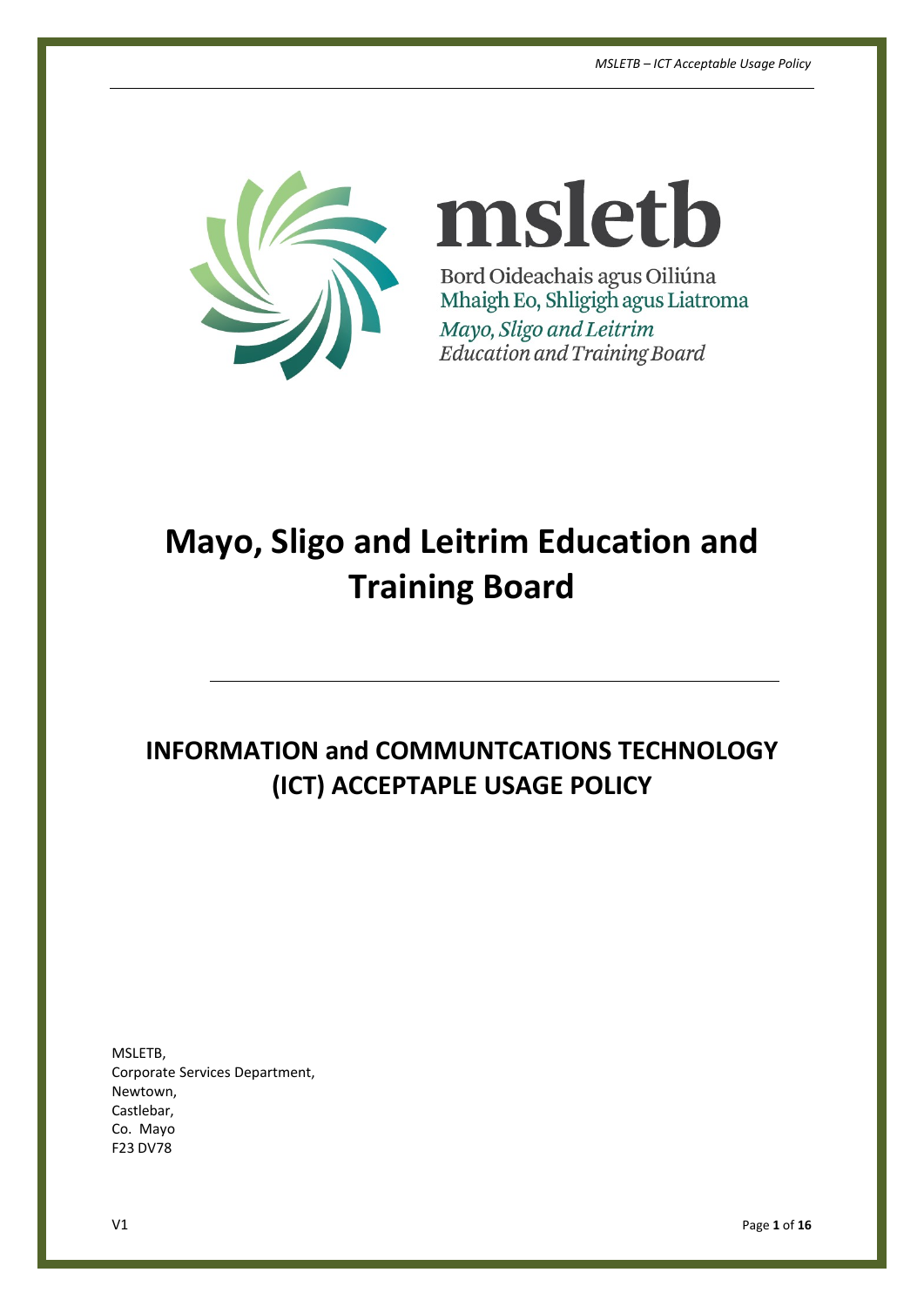msletb

Bord Oideachais agus Oiliúna
Mhaigh Eo, Shligigh agus Liatroma
*Mayo, Sligo and Leitrim*
*Education and Training Board*

# Mayo, Sligo and Leitrim Education and Training Board

## INFORMATION and COMMUNTCATIONS TECHNOLOGY (ICT) ACCEPTAPLE USAGE POLICY

MSLETB,
Corporate Services Department,
Newtown,
Castlebar,
Co. Mayo
F23 DV78

V1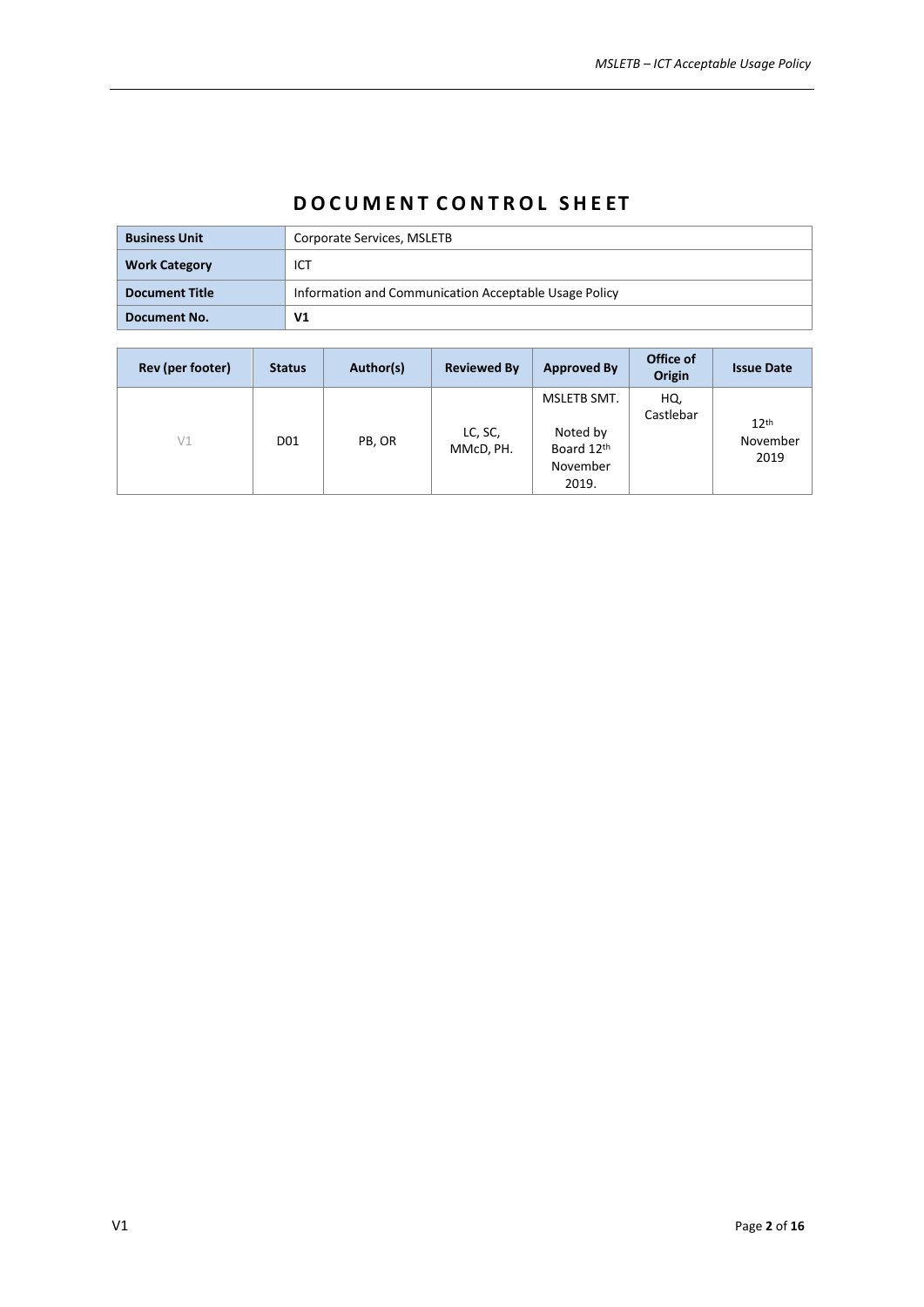# DOCUMENT CONTROL SHEET

| **Business Unit** | Corporate Services, MSLETB |
|---|---|
| **Work Category** | ICT |
| **Document Title** | Information and Communication Acceptable Usage Policy |
| **Document No.** | **V1** |

| Rev (per footer) | Status | Author(s) | Reviewed By | Approved By | Office of Origin | Issue Date |
|---|---|---|---|---|---|---|
| V1 | D01 | PB, OR | LC, SC, MMcD, PH. | MSLETB SMT. Noted by Board 12th November 2019. | HQ, Castlebar | 12th November 2019 |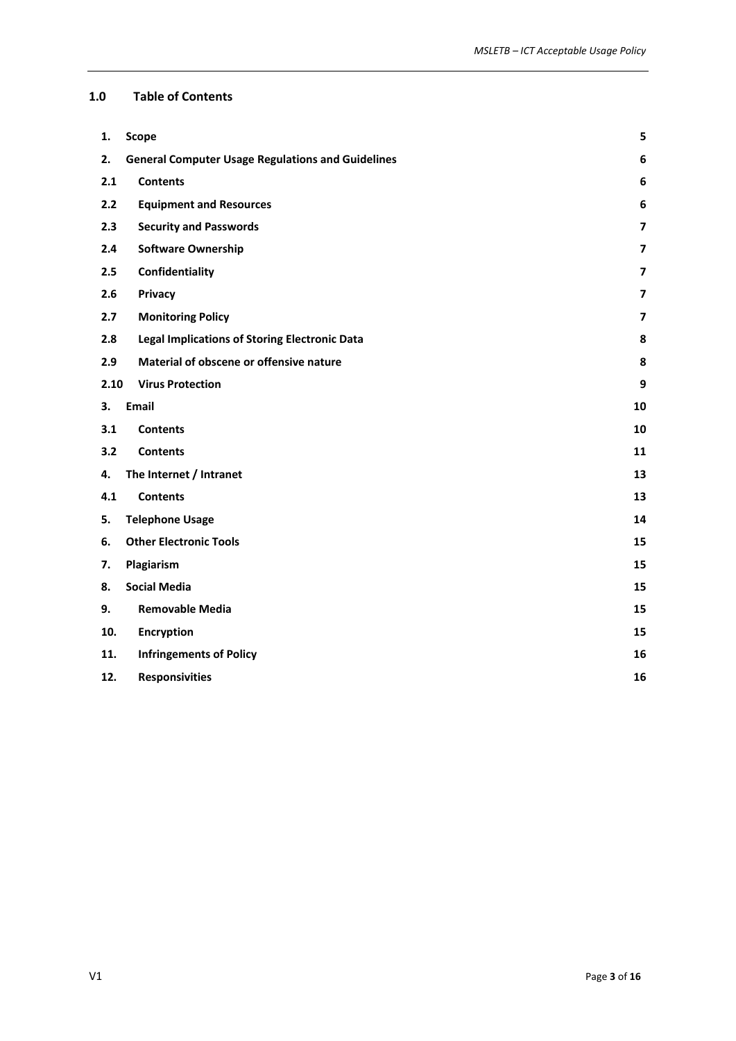## 1.0 Table of Contents

| | | |
|---|---|---|
| **1.** | **Scope** | **5** |
| **2.** | **General Computer Usage Regulations and Guidelines** | **6** |
| **2.1** | **Contents** | **6** |
| **2.2** | **Equipment and Resources** | **6** |
| **2.3** | **Security and Passwords** | **7** |
| **2.4** | **Software Ownership** | **7** |
| **2.5** | **Confidentiality** | **7** |
| **2.6** | **Privacy** | **7** |
| **2.7** | **Monitoring Policy** | **7** |
| **2.8** | **Legal Implications of Storing Electronic Data** | **8** |
| **2.9** | **Material of obscene or offensive nature** | **8** |
| **2.10** | **Virus Protection** | **9** |
| **3.** | **Email** | **10** |
| **3.1** | **Contents** | **10** |
| **3.2** | **Contents** | **11** |
| **4.** | **The Internet / Intranet** | **13** |
| **4.1** | **Contents** | **13** |
| **5.** | **Telephone Usage** | **14** |
| **6.** | **Other Electronic Tools** | **15** |
| **7.** | **Plagiarism** | **15** |
| **8.** | **Social Media** | **15** |
| **9.** | **Removable Media** | **15** |
| **10.** | **Encryption** | **15** |
| **11.** | **Infringements of Policy** | **16** |
| **12.** | **Responsivities** | **16** |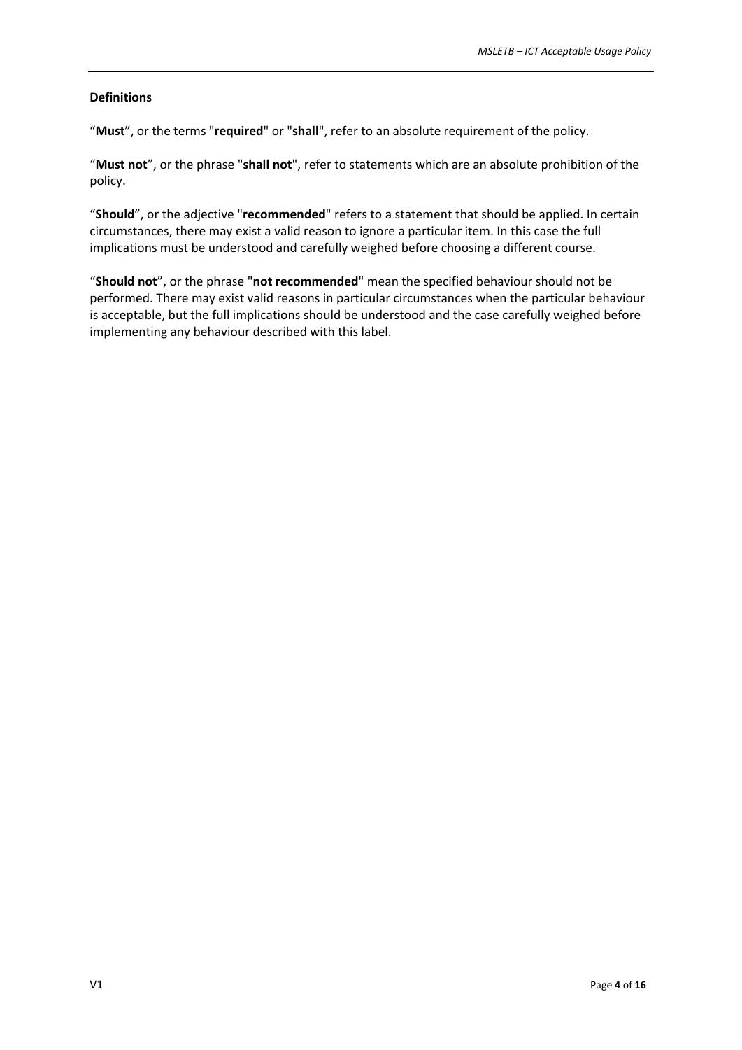**Definitions**

"**Must**", or the terms "**required**" or "**shall**", refer to an absolute requirement of the policy.

"**Must not**", or the phrase "**shall not**", refer to statements which are an absolute prohibition of the policy.

"**Should**", or the adjective "**recommended**" refers to a statement that should be applied. In certain circumstances, there may exist a valid reason to ignore a particular item. In this case the full implications must be understood and carefully weighed before choosing a different course.

"**Should not**", or the phrase "**not recommended**" mean the specified behaviour should not be performed. There may exist valid reasons in particular circumstances when the particular behaviour is acceptable, but the full implications should be understood and the case carefully weighed before implementing any behaviour described with this label.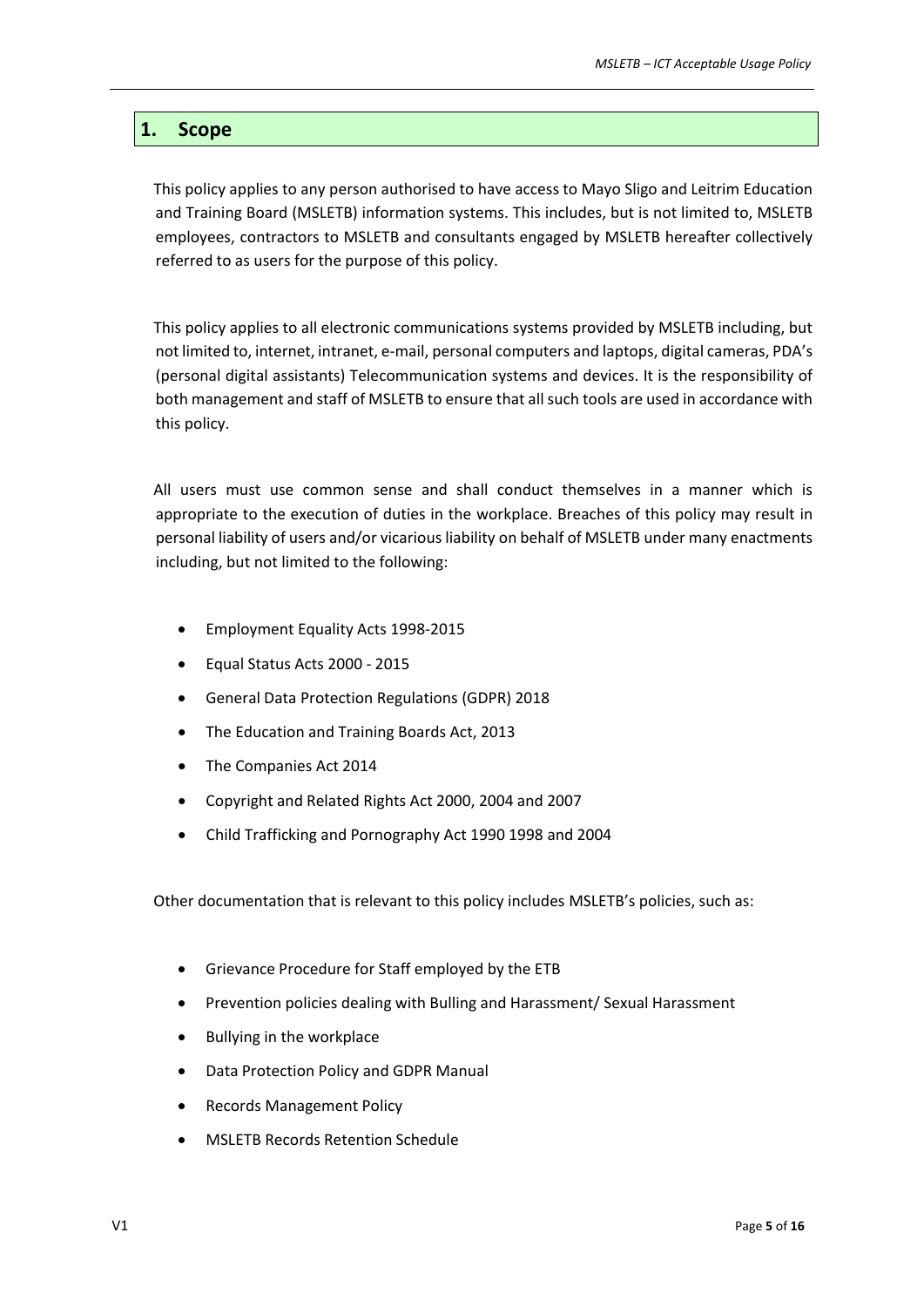## 1. Scope

This policy applies to any person authorised to have access to Mayo Sligo and Leitrim Education and Training Board (MSLETB) information systems. This includes, but is not limited to, MSLETB employees, contractors to MSLETB and consultants engaged by MSLETB hereafter collectively referred to as users for the purpose of this policy.

This policy applies to all electronic communications systems provided by MSLETB including, but not limited to, internet, intranet, e-mail, personal computers and laptops, digital cameras, PDA's (personal digital assistants) Telecommunication systems and devices. It is the responsibility of both management and staff of MSLETB to ensure that all such tools are used in accordance with this policy.

All users must use common sense and shall conduct themselves in a manner which is appropriate to the execution of duties in the workplace. Breaches of this policy may result in personal liability of users and/or vicarious liability on behalf of MSLETB under many enactments including, but not limited to the following:

- Employment Equality Acts 1998-2015
- Equal Status Acts 2000 - 2015
- General Data Protection Regulations (GDPR) 2018
- The Education and Training Boards Act, 2013
- The Companies Act 2014
- Copyright and Related Rights Act 2000, 2004 and 2007
- Child Trafficking and Pornography Act 1990 1998 and 2004

Other documentation that is relevant to this policy includes MSLETB's policies, such as:

- Grievance Procedure for Staff employed by the ETB
- Prevention policies dealing with Bulling and Harassment/ Sexual Harassment
- Bullying in the workplace
- Data Protection Policy and GDPR Manual
- Records Management Policy
- MSLETB Records Retention Schedule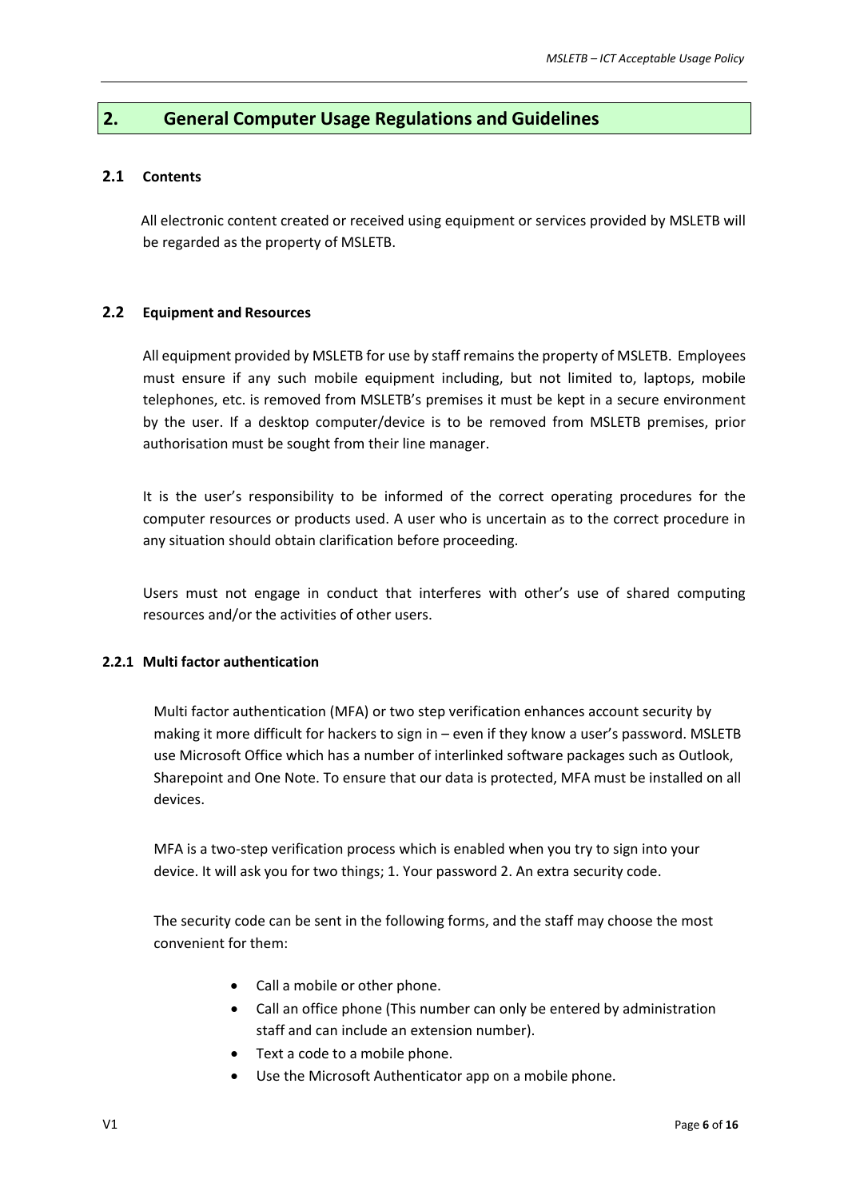## 2. General Computer Usage Regulations and Guidelines

### 2.1 Contents

All electronic content created or received using equipment or services provided by MSLETB will be regarded as the property of MSLETB.

### 2.2 Equipment and Resources

All equipment provided by MSLETB for use by staff remains the property of MSLETB. Employees must ensure if any such mobile equipment including, but not limited to, laptops, mobile telephones, etc. is removed from MSLETB's premises it must be kept in a secure environment by the user. If a desktop computer/device is to be removed from MSLETB premises, prior authorisation must be sought from their line manager.

It is the user's responsibility to be informed of the correct operating procedures for the computer resources or products used. A user who is uncertain as to the correct procedure in any situation should obtain clarification before proceeding.

Users must not engage in conduct that interferes with other's use of shared computing resources and/or the activities of other users.

#### 2.2.1 Multi factor authentication

Multi factor authentication (MFA) or two step verification enhances account security by making it more difficult for hackers to sign in – even if they know a user's password. MSLETB use Microsoft Office which has a number of interlinked software packages such as Outlook, Sharepoint and One Note. To ensure that our data is protected, MFA must be installed on all devices.

MFA is a two-step verification process which is enabled when you try to sign into your device. It will ask you for two things; 1. Your password 2. An extra security code.

The security code can be sent in the following forms, and the staff may choose the most convenient for them:

- Call a mobile or other phone.
- Call an office phone (This number can only be entered by administration staff and can include an extension number).
- Text a code to a mobile phone.
- Use the Microsoft Authenticator app on a mobile phone.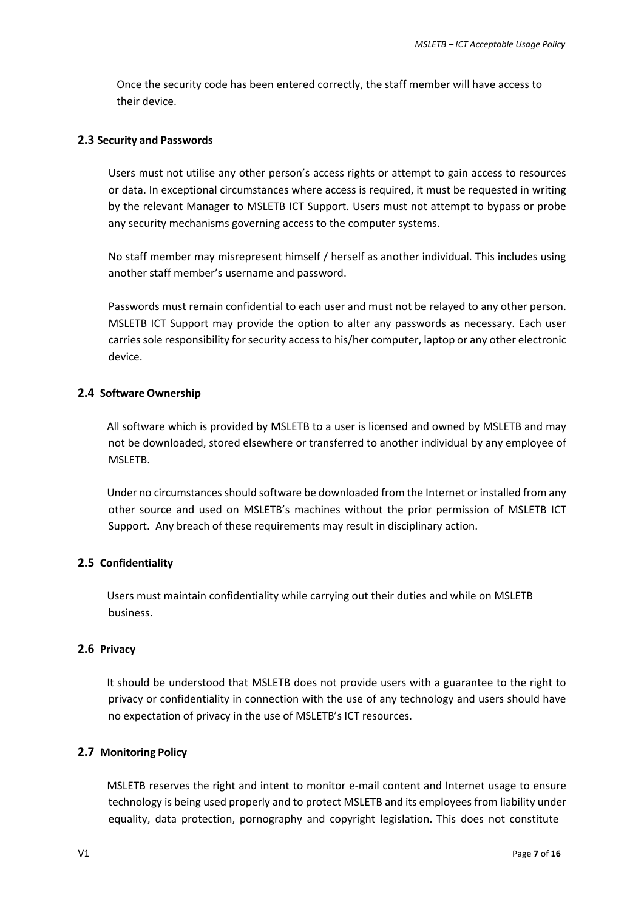Once the security code has been entered correctly, the staff member will have access to their device.

### 2.3 Security and Passwords

Users must not utilise any other person's access rights or attempt to gain access to resources or data. In exceptional circumstances where access is required, it must be requested in writing by the relevant Manager to MSLETB ICT Support. Users must not attempt to bypass or probe any security mechanisms governing access to the computer systems.

No staff member may misrepresent himself / herself as another individual. This includes using another staff member's username and password.

Passwords must remain confidential to each user and must not be relayed to any other person. MSLETB ICT Support may provide the option to alter any passwords as necessary. Each user carries sole responsibility for security access to his/her computer, laptop or any other electronic device.

### 2.4 Software Ownership

All software which is provided by MSLETB to a user is licensed and owned by MSLETB and may not be downloaded, stored elsewhere or transferred to another individual by any employee of MSLETB.

Under no circumstances should software be downloaded from the Internet or installed from any other source and used on MSLETB's machines without the prior permission of MSLETB ICT Support. Any breach of these requirements may result in disciplinary action.

### 2.5 Confidentiality

Users must maintain confidentiality while carrying out their duties and while on MSLETB business.

### 2.6 Privacy

It should be understood that MSLETB does not provide users with a guarantee to the right to privacy or confidentiality in connection with the use of any technology and users should have no expectation of privacy in the use of MSLETB's ICT resources.

### 2.7 Monitoring Policy

MSLETB reserves the right and intent to monitor e-mail content and Internet usage to ensure technology is being used properly and to protect MSLETB and its employees from liability under equality, data protection, pornography and copyright legislation. This does not constitute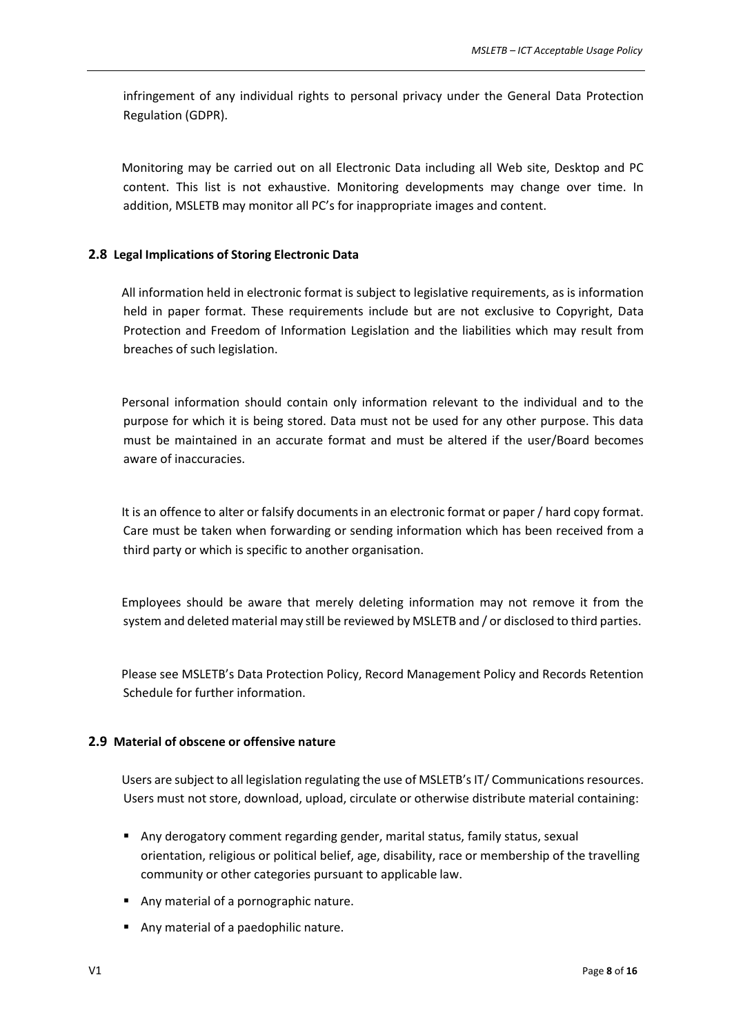infringement of any individual rights to personal privacy under the General Data Protection Regulation (GDPR).

Monitoring may be carried out on all Electronic Data including all Web site, Desktop and PC content. This list is not exhaustive. Monitoring developments may change over time. In addition, MSLETB may monitor all PC's for inappropriate images and content.

### 2.8 Legal Implications of Storing Electronic Data

All information held in electronic format is subject to legislative requirements, as is information held in paper format. These requirements include but are not exclusive to Copyright, Data Protection and Freedom of Information Legislation and the liabilities which may result from breaches of such legislation.

Personal information should contain only information relevant to the individual and to the purpose for which it is being stored. Data must not be used for any other purpose. This data must be maintained in an accurate format and must be altered if the user/Board becomes aware of inaccuracies.

It is an offence to alter or falsify documents in an electronic format or paper / hard copy format. Care must be taken when forwarding or sending information which has been received from a third party or which is specific to another organisation.

Employees should be aware that merely deleting information may not remove it from the system and deleted material may still be reviewed by MSLETB and / or disclosed to third parties.

Please see MSLETB's Data Protection Policy, Record Management Policy and Records Retention Schedule for further information.

### 2.9 Material of obscene or offensive nature

Users are subject to all legislation regulating the use of MSLETB's IT/ Communications resources. Users must not store, download, upload, circulate or otherwise distribute material containing:

- Any derogatory comment regarding gender, marital status, family status, sexual orientation, religious or political belief, age, disability, race or membership of the travelling community or other categories pursuant to applicable law.
- Any material of a pornographic nature.
- Any material of a paedophilic nature.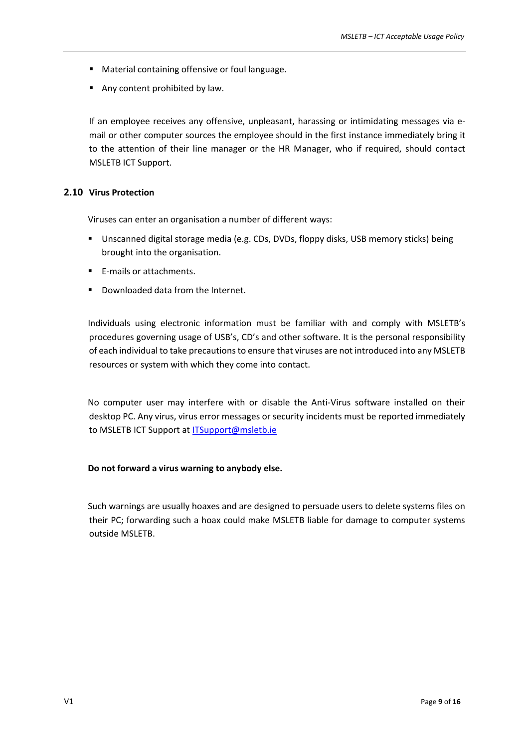- Material containing offensive or foul language.
- Any content prohibited by law.

If an employee receives any offensive, unpleasant, harassing or intimidating messages via e-mail or other computer sources the employee should in the first instance immediately bring it to the attention of their line manager or the HR Manager, who if required, should contact MSLETB ICT Support.

### 2.10 Virus Protection

Viruses can enter an organisation a number of different ways:

- Unscanned digital storage media (e.g. CDs, DVDs, floppy disks, USB memory sticks) being brought into the organisation.
- E-mails or attachments.
- Downloaded data from the Internet.

Individuals using electronic information must be familiar with and comply with MSLETB's procedures governing usage of USB's, CD's and other software. It is the personal responsibility of each individual to take precautions to ensure that viruses are not introduced into any MSLETB resources or system with which they come into contact.

No computer user may interfere with or disable the Anti-Virus software installed on their desktop PC. Any virus, virus error messages or security incidents must be reported immediately to MSLETB ICT Support at ITSupport@msletb.ie

**Do not forward a virus warning to anybody else.**

Such warnings are usually hoaxes and are designed to persuade users to delete systems files on their PC; forwarding such a hoax could make MSLETB liable for damage to computer systems outside MSLETB.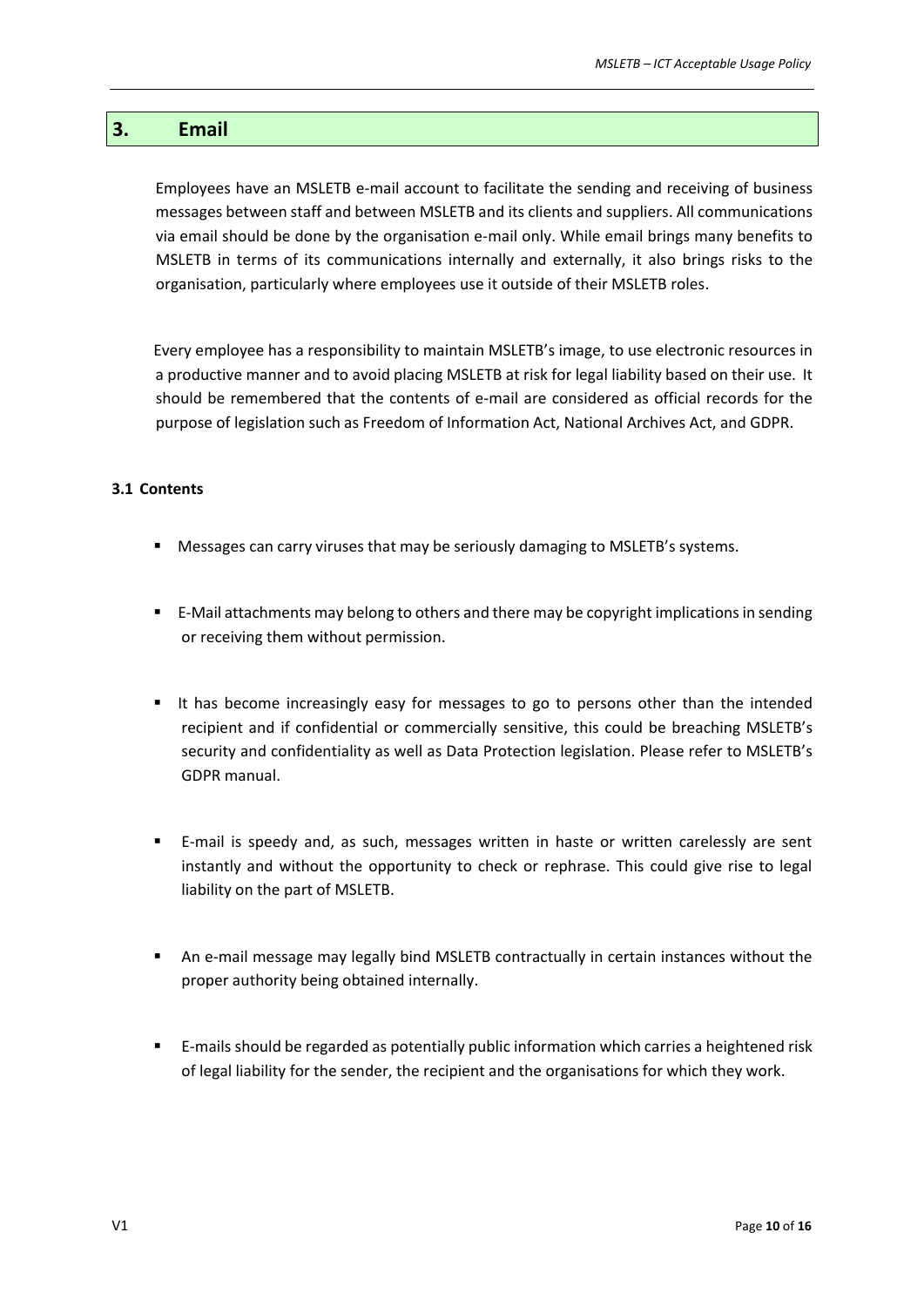## 3. Email

Employees have an MSLETB e-mail account to facilitate the sending and receiving of business messages between staff and between MSLETB and its clients and suppliers. All communications via email should be done by the organisation e-mail only. While email brings many benefits to MSLETB in terms of its communications internally and externally, it also brings risks to the organisation, particularly where employees use it outside of their MSLETB roles.

Every employee has a responsibility to maintain MSLETB's image, to use electronic resources in a productive manner and to avoid placing MSLETB at risk for legal liability based on their use. It should be remembered that the contents of e-mail are considered as official records for the purpose of legislation such as Freedom of Information Act, National Archives Act, and GDPR.

### 3.1 Contents

- Messages can carry viruses that may be seriously damaging to MSLETB's systems.
- E-Mail attachments may belong to others and there may be copyright implications in sending or receiving them without permission.
- It has become increasingly easy for messages to go to persons other than the intended recipient and if confidential or commercially sensitive, this could be breaching MSLETB's security and confidentiality as well as Data Protection legislation. Please refer to MSLETB's GDPR manual.
- E-mail is speedy and, as such, messages written in haste or written carelessly are sent instantly and without the opportunity to check or rephrase. This could give rise to legal liability on the part of MSLETB.
- An e-mail message may legally bind MSLETB contractually in certain instances without the proper authority being obtained internally.
- E-mails should be regarded as potentially public information which carries a heightened risk of legal liability for the sender, the recipient and the organisations for which they work.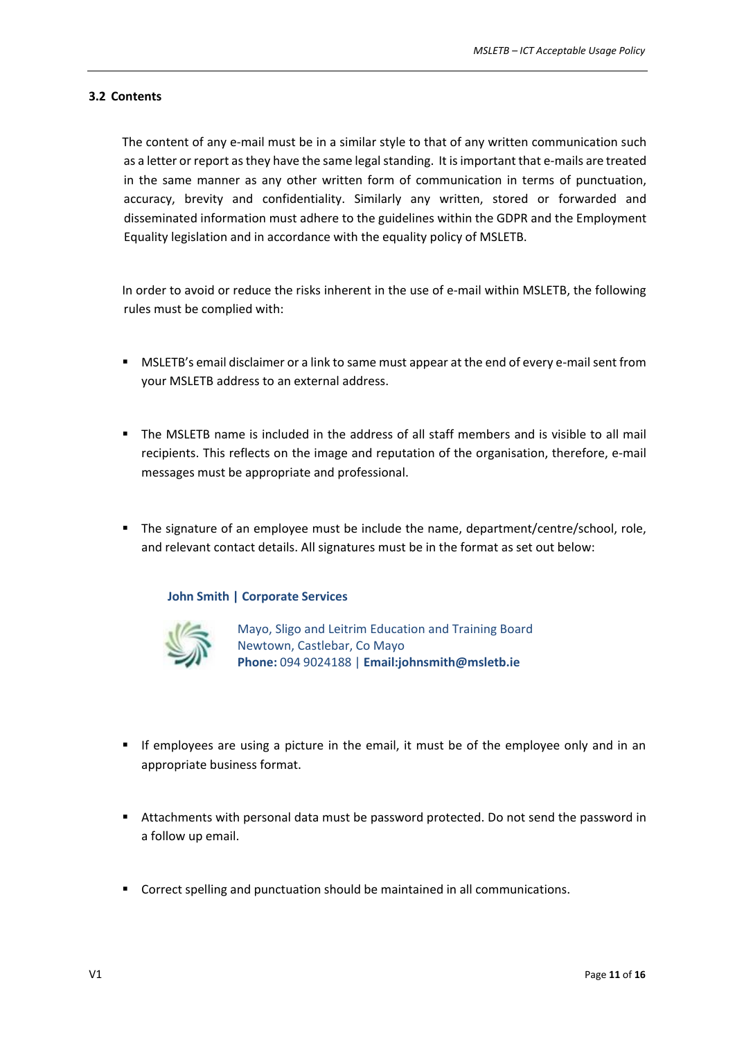### 3.2 Contents

The content of any e-mail must be in a similar style to that of any written communication such as a letter or report as they have the same legal standing. It is important that e-mails are treated in the same manner as any other written form of communication in terms of punctuation, accuracy, brevity and confidentiality. Similarly any written, stored or forwarded and disseminated information must adhere to the guidelines within the GDPR and the Employment Equality legislation and in accordance with the equality policy of MSLETB.

In order to avoid or reduce the risks inherent in the use of e-mail within MSLETB, the following rules must be complied with:

- MSLETB's email disclaimer or a link to same must appear at the end of every e-mail sent from your MSLETB address to an external address.

- The MSLETB name is included in the address of all staff members and is visible to all mail recipients. This reflects on the image and reputation of the organisation, therefore, e-mail messages must be appropriate and professional.

- The signature of an employee must be include the name, department/centre/school, role, and relevant contact details. All signatures must be in the format as set out below:

  **John Smith | Corporate Services**

  Mayo, Sligo and Leitrim Education and Training Board
  Newtown, Castlebar, Co Mayo
  **Phone:** 094 9024188 | **Email:johnsmith@msletb.ie**

- If employees are using a picture in the email, it must be of the employee only and in an appropriate business format.

- Attachments with personal data must be password protected. Do not send the password in a follow up email.

- Correct spelling and punctuation should be maintained in all communications.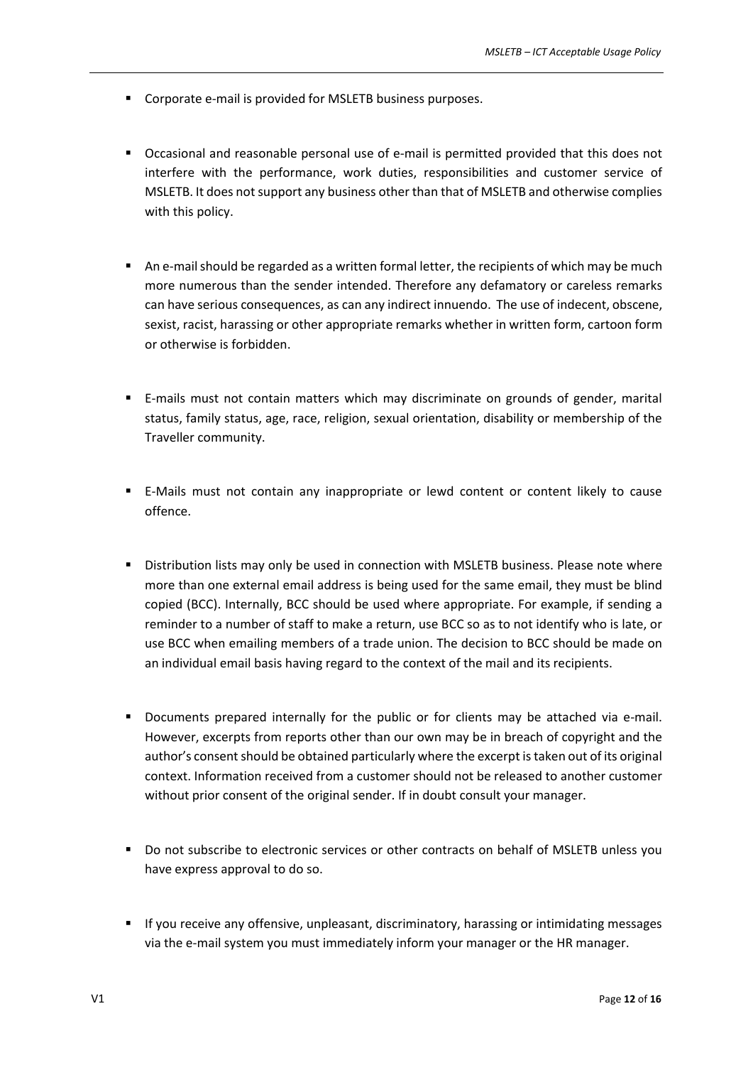- Corporate e-mail is provided for MSLETB business purposes.

- Occasional and reasonable personal use of e-mail is permitted provided that this does not interfere with the performance, work duties, responsibilities and customer service of MSLETB. It does not support any business other than that of MSLETB and otherwise complies with this policy.

- An e-mail should be regarded as a written formal letter, the recipients of which may be much more numerous than the sender intended. Therefore any defamatory or careless remarks can have serious consequences, as can any indirect innuendo. The use of indecent, obscene, sexist, racist, harassing or other appropriate remarks whether in written form, cartoon form or otherwise is forbidden.

- E-mails must not contain matters which may discriminate on grounds of gender, marital status, family status, age, race, religion, sexual orientation, disability or membership of the Traveller community.

- E-Mails must not contain any inappropriate or lewd content or content likely to cause offence.

- Distribution lists may only be used in connection with MSLETB business. Please note where more than one external email address is being used for the same email, they must be blind copied (BCC). Internally, BCC should be used where appropriate. For example, if sending a reminder to a number of staff to make a return, use BCC so as to not identify who is late, or use BCC when emailing members of a trade union. The decision to BCC should be made on an individual email basis having regard to the context of the mail and its recipients.

- Documents prepared internally for the public or for clients may be attached via e-mail. However, excerpts from reports other than our own may be in breach of copyright and the author's consent should be obtained particularly where the excerpt is taken out of its original context. Information received from a customer should not be released to another customer without prior consent of the original sender. If in doubt consult your manager.

- Do not subscribe to electronic services or other contracts on behalf of MSLETB unless you have express approval to do so.

- If you receive any offensive, unpleasant, discriminatory, harassing or intimidating messages via the e-mail system you must immediately inform your manager or the HR manager.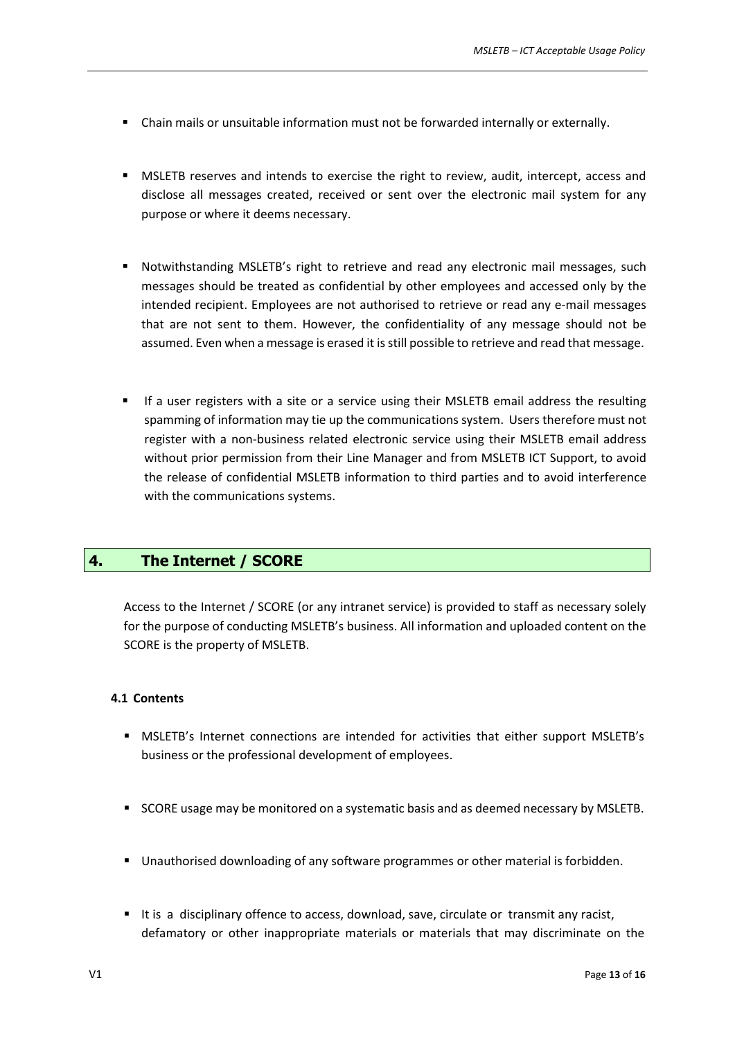- Chain mails or unsuitable information must not be forwarded internally or externally.

- MSLETB reserves and intends to exercise the right to review, audit, intercept, access and disclose all messages created, received or sent over the electronic mail system for any purpose or where it deems necessary.

- Notwithstanding MSLETB's right to retrieve and read any electronic mail messages, such messages should be treated as confidential by other employees and accessed only by the intended recipient. Employees are not authorised to retrieve or read any e-mail messages that are not sent to them. However, the confidentiality of any message should not be assumed. Even when a message is erased it is still possible to retrieve and read that message.

- If a user registers with a site or a service using their MSLETB email address the resulting spamming of information may tie up the communications system. Users therefore must not register with a non-business related electronic service using their MSLETB email address without prior permission from their Line Manager and from MSLETB ICT Support, to avoid the release of confidential MSLETB information to third parties and to avoid interference with the communications systems.

## 4. The Internet / SCORE

Access to the Internet / SCORE (or any intranet service) is provided to staff as necessary solely for the purpose of conducting MSLETB's business. All information and uploaded content on the SCORE is the property of MSLETB.

### 4.1 Contents

- MSLETB's Internet connections are intended for activities that either support MSLETB's business or the professional development of employees.

- SCORE usage may be monitored on a systematic basis and as deemed necessary by MSLETB.

- Unauthorised downloading of any software programmes or other material is forbidden.

- It is a disciplinary offence to access, download, save, circulate or transmit any racist, defamatory or other inappropriate materials or materials that may discriminate on the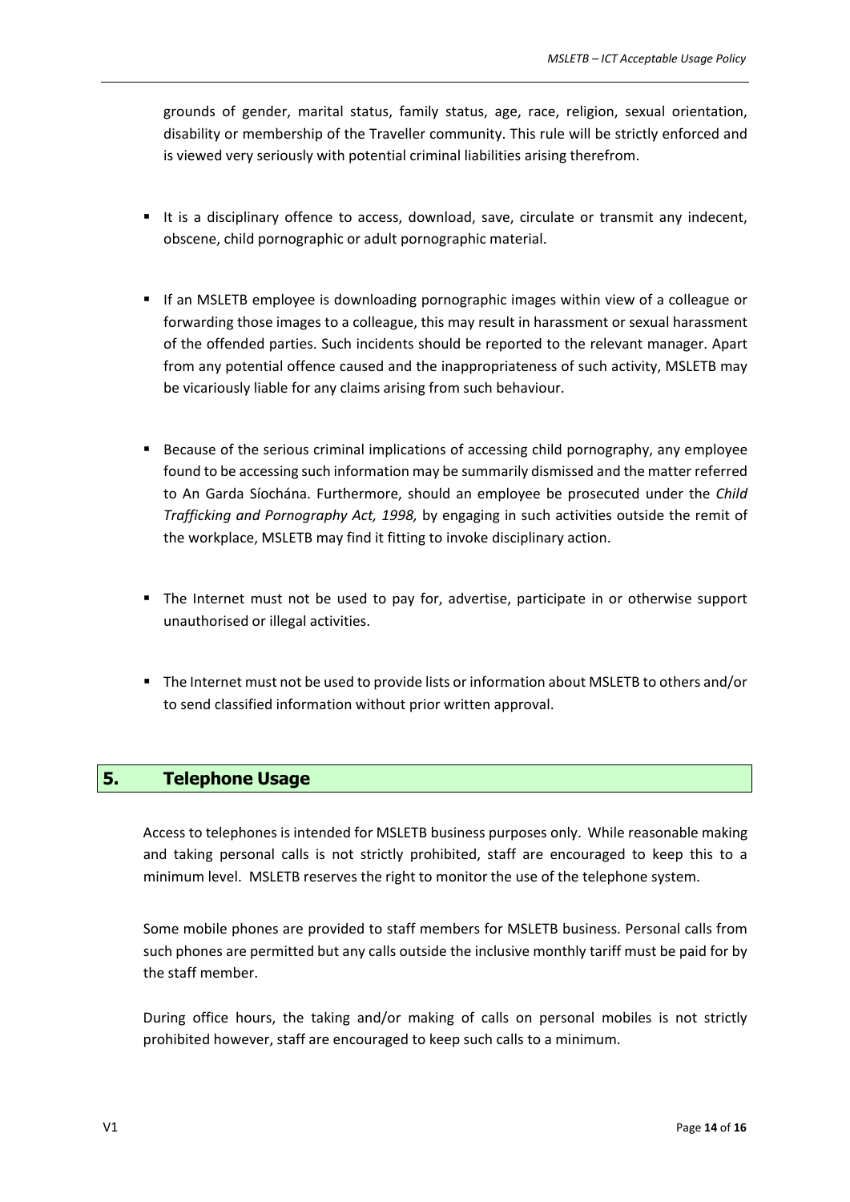grounds of gender, marital status, family status, age, race, religion, sexual orientation, disability or membership of the Traveller community. This rule will be strictly enforced and is viewed very seriously with potential criminal liabilities arising therefrom.

- It is a disciplinary offence to access, download, save, circulate or transmit any indecent, obscene, child pornographic or adult pornographic material.

- If an MSLETB employee is downloading pornographic images within view of a colleague or forwarding those images to a colleague, this may result in harassment or sexual harassment of the offended parties. Such incidents should be reported to the relevant manager. Apart from any potential offence caused and the inappropriateness of such activity, MSLETB may be vicariously liable for any claims arising from such behaviour.

- Because of the serious criminal implications of accessing child pornography, any employee found to be accessing such information may be summarily dismissed and the matter referred to An Garda Síochána. Furthermore, should an employee be prosecuted under the *Child Trafficking and Pornography Act, 1998,* by engaging in such activities outside the remit of the workplace, MSLETB may find it fitting to invoke disciplinary action.

- The Internet must not be used to pay for, advertise, participate in or otherwise support unauthorised or illegal activities.

- The Internet must not be used to provide lists or information about MSLETB to others and/or to send classified information without prior written approval.

## 5. Telephone Usage

Access to telephones is intended for MSLETB business purposes only. While reasonable making and taking personal calls is not strictly prohibited, staff are encouraged to keep this to a minimum level. MSLETB reserves the right to monitor the use of the telephone system.

Some mobile phones are provided to staff members for MSLETB business. Personal calls from such phones are permitted but any calls outside the inclusive monthly tariff must be paid for by the staff member.

During office hours, the taking and/or making of calls on personal mobiles is not strictly prohibited however, staff are encouraged to keep such calls to a minimum.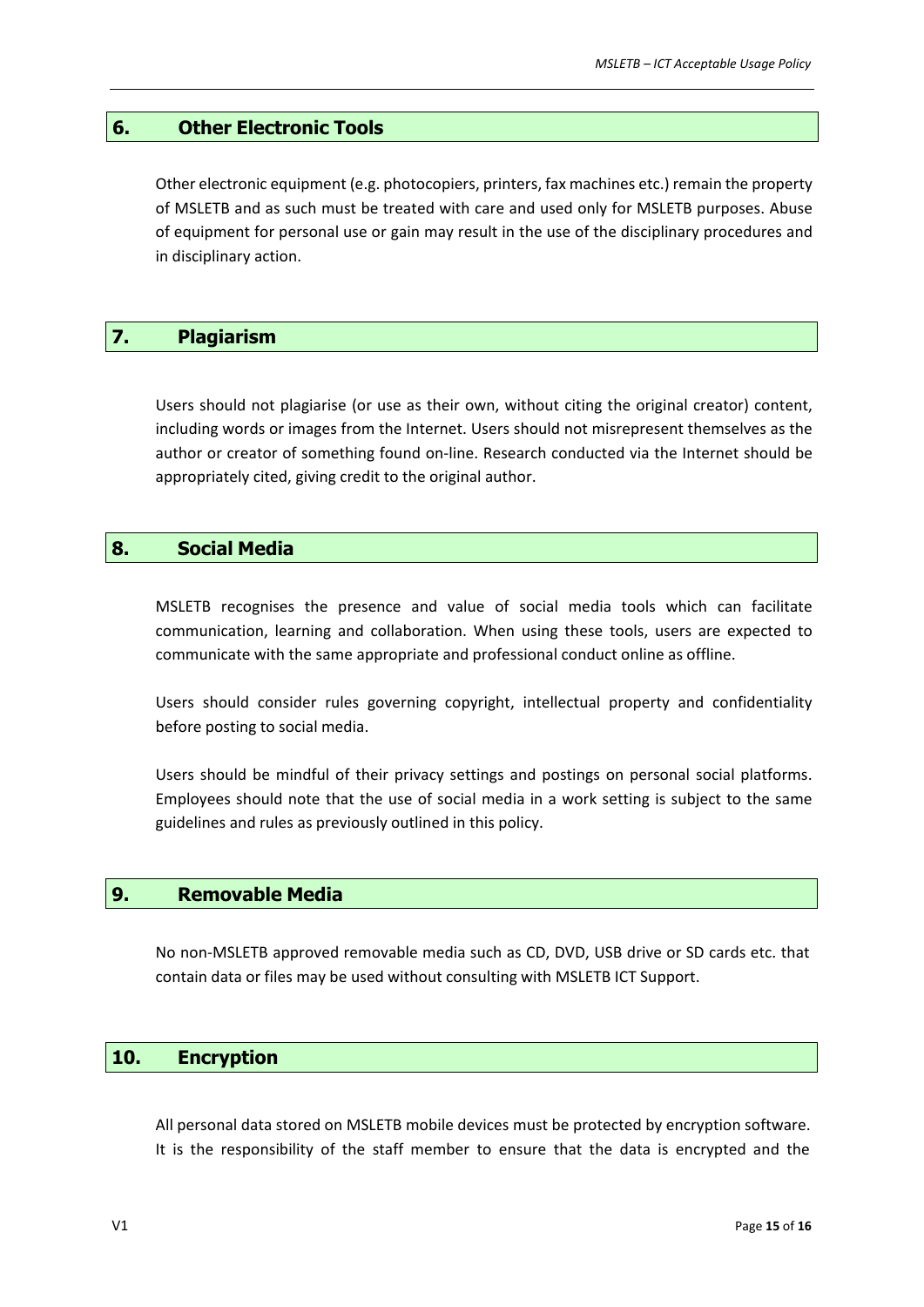## 6. Other Electronic Tools

Other electronic equipment (e.g. photocopiers, printers, fax machines etc.) remain the property of MSLETB and as such must be treated with care and used only for MSLETB purposes. Abuse of equipment for personal use or gain may result in the use of the disciplinary procedures and in disciplinary action.

## 7. Plagiarism

Users should not plagiarise (or use as their own, without citing the original creator) content, including words or images from the Internet. Users should not misrepresent themselves as the author or creator of something found on-line. Research conducted via the Internet should be appropriately cited, giving credit to the original author.

## 8. Social Media

MSLETB recognises the presence and value of social media tools which can facilitate communication, learning and collaboration. When using these tools, users are expected to communicate with the same appropriate and professional conduct online as offline.

Users should consider rules governing copyright, intellectual property and confidentiality before posting to social media.

Users should be mindful of their privacy settings and postings on personal social platforms. Employees should note that the use of social media in a work setting is subject to the same guidelines and rules as previously outlined in this policy.

## 9. Removable Media

No non-MSLETB approved removable media such as CD, DVD, USB drive or SD cards etc. that contain data or files may be used without consulting with MSLETB ICT Support.

## 10. Encryption

All personal data stored on MSLETB mobile devices must be protected by encryption software. It is the responsibility of the staff member to ensure that the data is encrypted and the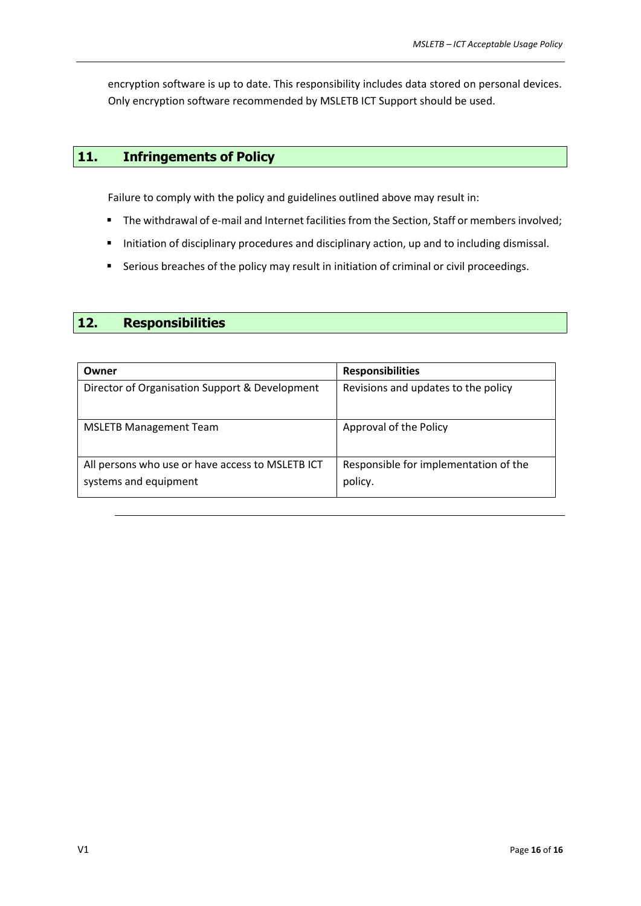encryption software is up to date. This responsibility includes data stored on personal devices. Only encryption software recommended by MSLETB ICT Support should be used.

## 11. Infringements of Policy

Failure to comply with the policy and guidelines outlined above may result in:

- The withdrawal of e-mail and Internet facilities from the Section, Staff or members involved;
- Initiation of disciplinary procedures and disciplinary action, up and to including dismissal.
- Serious breaches of the policy may result in initiation of criminal or civil proceedings.

## 12. Responsibilities

| Owner | Responsibilities |
|---|---|
| Director of Organisation Support & Development | Revisions and updates to the policy |
| MSLETB Management Team | Approval of the Policy |
| All persons who use or have access to MSLETB ICT systems and equipment | Responsible for implementation of the policy. |